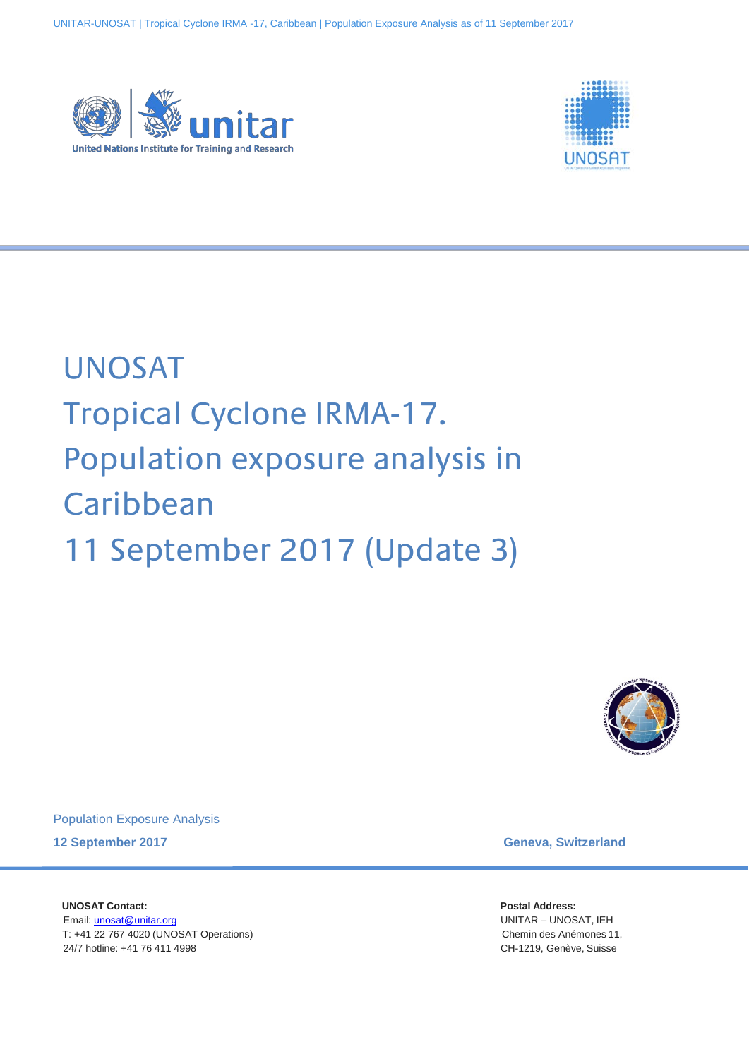# UNOSAT
# Tropical Cyclone IRMA-17. Population exposure analysis in Caribbean
# 11 September 2017 (Update 3)

Population Exposure Analysis

**12 September 2017**

**Geneva, Switzerland**

**UNOSAT Contact:**
Email: unosat@unitar.org
T: +41 22 767 4020 (UNOSAT Operations)
24/7 hotline: +41 76 411 4998

**Postal Address:**
UNITAR – UNOSAT, IEH
Chemin des Anémones 11,
CH-1219, Genève, Suisse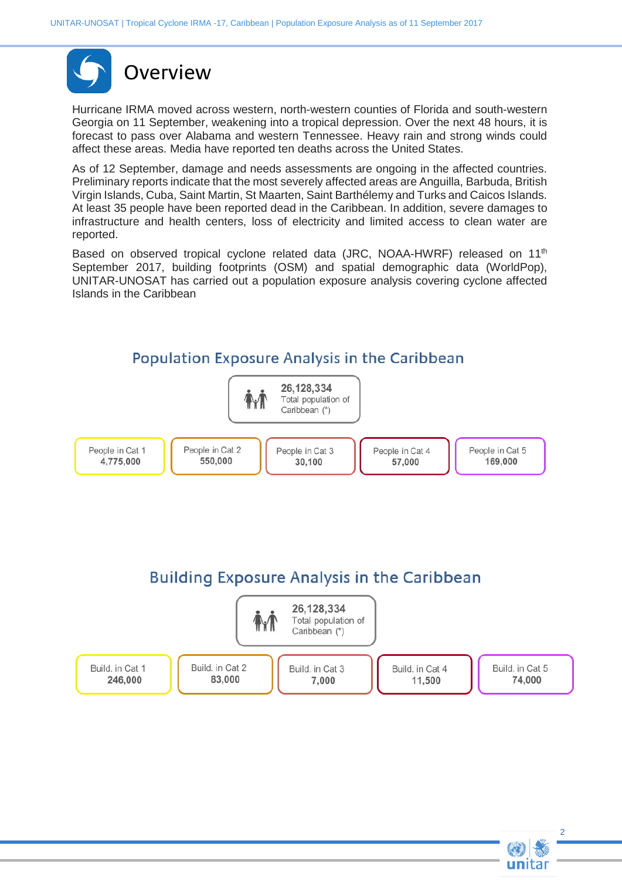# Overview

Hurricane IRMA moved across western, north-western counties of Florida and south-western Georgia on 11 September, weakening into a tropical depression. Over the next 48 hours, it is forecast to pass over Alabama and western Tennessee. Heavy rain and strong winds could affect these areas. Media have reported ten deaths across the United States.

As of 12 September, damage and needs assessments are ongoing in the affected countries. Preliminary reports indicate that the most severely affected areas are Anguilla, Barbuda, British Virgin Islands, Cuba, Saint Martin, St Maarten, Saint Barthélemy and Turks and Caicos Islands. At least 35 people have been reported dead in the Caribbean. In addition, severe damages to infrastructure and health centers, loss of electricity and limited access to clean water are reported.

Based on observed tropical cyclone related data (JRC, NOAA-HWRF) released on 11th September 2017, building footprints (OSM) and spatial demographic data (WorldPop), UNITAR-UNOSAT has carried out a population exposure analysis covering cyclone affected Islands in the Caribbean

## Population Exposure Analysis in the Caribbean

**26,128,334**
Total population of Caribbean (*)

| People in Cat 1 | People in Cat 2 | People in Cat 3 | People in Cat 4 | People in Cat 5 |
|---|---|---|---|---|
| 4,775,000 | 550,000 | 30,100 | 57,000 | 169,000 |

## Building Exposure Analysis in the Caribbean

**26,128,334**
Total population of Caribbean (*)

| Build. in Cat 1 | Build. in Cat 2 | Build. in Cat 3 | Build. in Cat 4 | Build. in Cat 5 |
|---|---|---|---|---|
| 246,000 | 83,000 | 7,000 | 11,500 | 74,000 |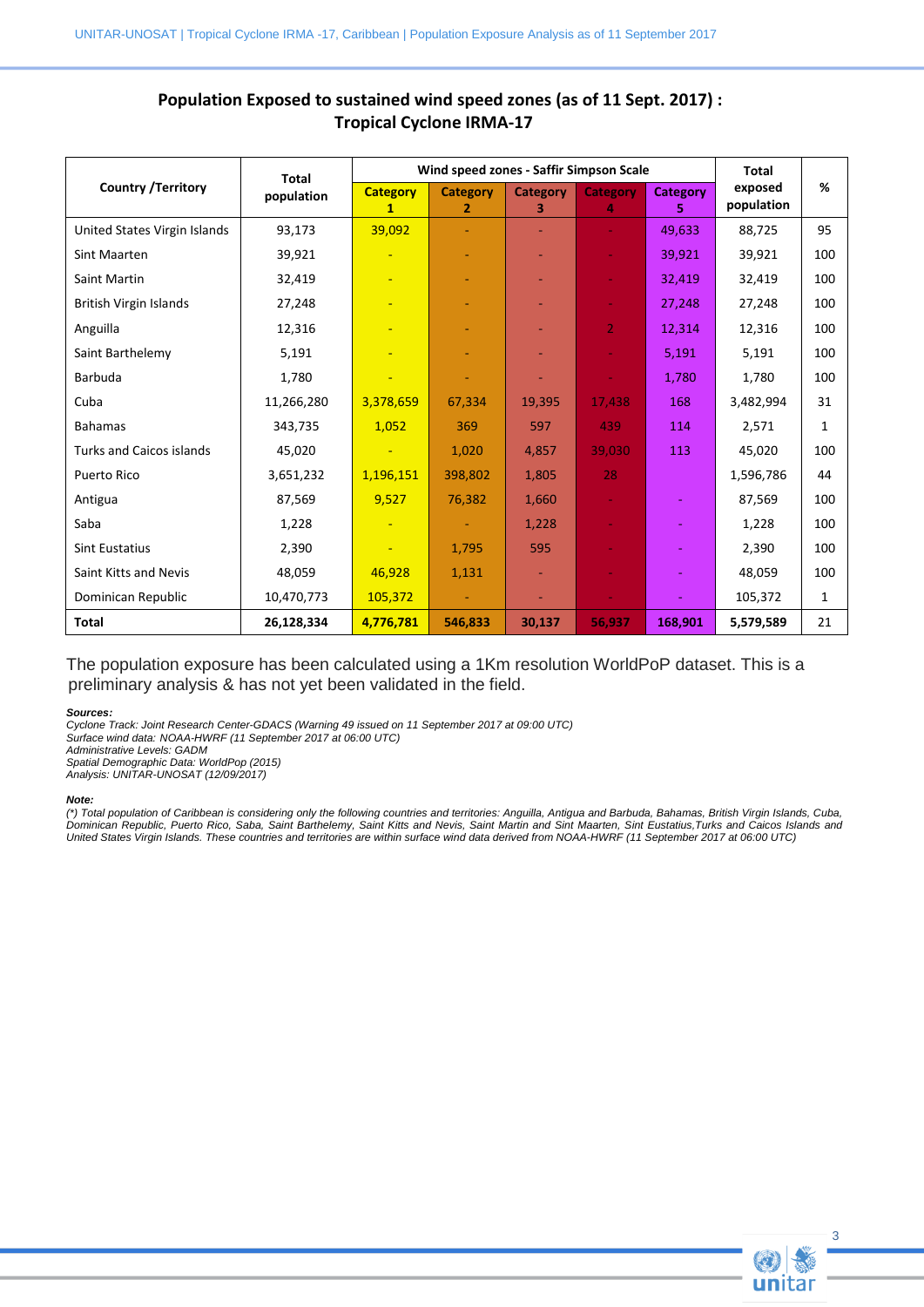**Population Exposed to sustained wind speed zones (as of 11 Sept. 2017) : Tropical Cyclone IRMA-17**

| Country /Territory | Total population | Wind speed zones - Saffir Simpson Scale | | | | | Total exposed population | % |
|---|---|---|---|---|---|---|---|---|
| | | Category 1 | Category 2 | Category 3 | Category 4 | Category 5 | | |
| United States Virgin Islands | 93,173 | 39,092 | - | - | - | 49,633 | 88,725 | 95 |
| Sint Maarten | 39,921 | - | - | - | - | 39,921 | 39,921 | 100 |
| Saint Martin | 32,419 | - | - | - | - | 32,419 | 32,419 | 100 |
| British Virgin Islands | 27,248 | - | - | - | - | 27,248 | 27,248 | 100 |
| Anguilla | 12,316 | - | - | - | 2 | 12,314 | 12,316 | 100 |
| Saint Barthelemy | 5,191 | - | - | - | - | 5,191 | 5,191 | 100 |
| Barbuda | 1,780 | - | - | - | - | 1,780 | 1,780 | 100 |
| Cuba | 11,266,280 | 3,378,659 | 67,334 | 19,395 | 17,438 | 168 | 3,482,994 | 31 |
| Bahamas | 343,735 | 1,052 | 369 | 597 | 439 | 114 | 2,571 | 1 |
| Turks and Caicos islands | 45,020 | - | 1,020 | 4,857 | 39,030 | 113 | 45,020 | 100 |
| Puerto Rico | 3,651,232 | 1,196,151 | 398,802 | 1,805 | 28 | | 1,596,786 | 44 |
| Antigua | 87,569 | 9,527 | 76,382 | 1,660 | - | - | 87,569 | 100 |
| Saba | 1,228 | - | - | 1,228 | - | - | 1,228 | 100 |
| Sint Eustatius | 2,390 | - | 1,795 | 595 | - | - | 2,390 | 100 |
| Saint Kitts and Nevis | 48,059 | 46,928 | 1,131 | - | - | - | 48,059 | 100 |
| Dominican Republic | 10,470,773 | 105,372 | - | - | - | - | 105,372 | 1 |
| **Total** | **26,128,334** | **4,776,781** | **546,833** | **30,137** | **56,937** | **168,901** | **5,579,589** | 21 |

The population exposure has been calculated using a 1Km resolution WorldPoP dataset. This is a preliminary analysis & has not yet been validated in the field.

***Sources:***
*Cyclone Track: Joint Research Center-GDACS (Warning 49 issued on 11 September 2017 at 09:00 UTC)*
*Surface wind data: NOAA-HWRF (11 September 2017 at 06:00 UTC)*
*Administrative Levels: GADM*
*Spatial Demographic Data: WorldPop (2015)*
*Analysis: UNITAR-UNOSAT (12/09/2017)*

***Note:***
*(\*) Total population of Caribbean is considering only the following countries and territories: Anguilla, Antigua and Barbuda, Bahamas, British Virgin Islands, Cuba, Dominican Republic, Puerto Rico, Saba, Saint Barthelemy, Saint Kitts and Nevis, Saint Martin and Sint Maarten, Sint Eustatius,Turks and Caicos Islands and United States Virgin Islands. These countries and territories are within surface wind data derived from NOAA-HWRF (11 September 2017 at 06:00 UTC)*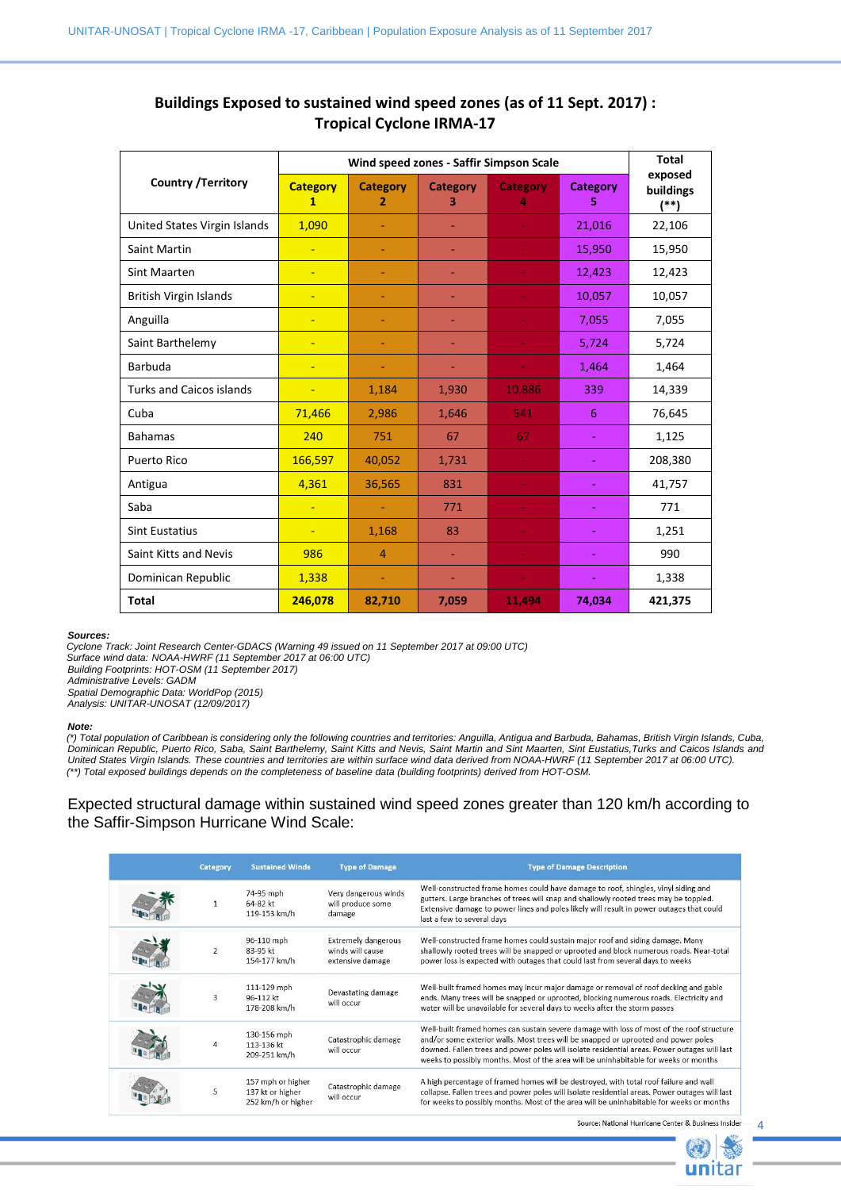## Buildings Exposed to sustained wind speed zones (as of 11 Sept. 2017) : Tropical Cyclone IRMA-17

| Country /Territory | Wind speed zones - Saffir Simpson Scale | | | | | Total exposed buildings (**) |
|---|---|---|---|---|---|---|
| | Category 1 | Category 2 | Category 3 | Category 4 | Category 5 | |
| United States Virgin Islands | 1,090 | - | - | - | 21,016 | 22,106 |
| Saint Martin | - | - | - | - | 15,950 | 15,950 |
| Sint Maarten | - | - | - | - | 12,423 | 12,423 |
| British Virgin Islands | - | - | - | - | 10,057 | 10,057 |
| Anguilla | - | - | - | - | 7,055 | 7,055 |
| Saint Barthelemy | - | - | - | - | 5,724 | 5,724 |
| Barbuda | - | - | - | - | 1,464 | 1,464 |
| Turks and Caicos islands | - | 1,184 | 1,930 | 10,886 | 339 | 14,339 |
| Cuba | 71,466 | 2,986 | 1,646 | 541 | 6 | 76,645 |
| Bahamas | 240 | 751 | 67 | 67 | - | 1,125 |
| Puerto Rico | 166,597 | 40,052 | 1,731 | - | - | 208,380 |
| Antigua | 4,361 | 36,565 | 831 | - | - | 41,757 |
| Saba | - | - | 771 | - | - | 771 |
| Sint Eustatius | - | 1,168 | 83 | - | - | 1,251 |
| Saint Kitts and Nevis | 986 | 4 | - | - | - | 990 |
| Dominican Republic | 1,338 | - | - | - | - | 1,338 |
| **Total** | **246,078** | **82,710** | **7,059** | **11,494** | **74,034** | **421,375** |

***Sources:***
*Cyclone Track: Joint Research Center-GDACS (Warning 49 issued on 11 September 2017 at 09:00 UTC)*
*Surface wind data: NOAA-HWRF (11 September 2017 at 06:00 UTC)*
*Building Footprints: HOT-OSM (11 September 2017)*
*Administrative Levels: GADM*
*Spatial Demographic Data: WorldPop (2015)*
*Analysis: UNITAR-UNOSAT (12/09/2017)*

***Note:***
*(*) Total population of Caribbean is considering only the following countries and territories: Anguilla, Antigua and Barbuda, Bahamas, British Virgin Islands, Cuba, Dominican Republic, Puerto Rico, Saba, Saint Barthelemy, Saint Kitts and Nevis, Saint Martin and Sint Maarten, Sint Eustatius,Turks and Caicos Islands and United States Virgin Islands. These countries and territories are within surface wind data derived from NOAA-HWRF (11 September 2017 at 06:00 UTC).*
*(**) Total exposed buildings depends on the completeness of baseline data (building footprints) derived from HOT-OSM.*

Expected structural damage within sustained wind speed zones greater than 120 km/h according to the Saffir-Simpson Hurricane Wind Scale:

| Category | Sustained Winds | Type of Damage | Type of Damage Description |
|---|---|---|---|
| 1 | 74-95 mph<br>64-82 kt<br>119-153 km/h | Very dangerous winds will produce some damage | Well-constructed frame homes could have damage to roof, shingles, vinyl siding and gutters. Large branches of trees will snap and shallowly rooted trees may be toppled. Extensive damage to power lines and poles likely will result in power outages that could last a few to several days |
| 2 | 96-110 mph<br>83-95 kt<br>154-177 km/h | Extremely dangerous winds will cause extensive damage | Well-constructed frame homes could sustain major roof and siding damage. Many shallowly rooted trees will be snapped or uprooted and block numerous roads. Near-total power loss is expected with outages that could last from several days to weeks |
| 3 | 111-129 mph<br>96-112 kt<br>178-208 km/h | Devastating damage will occur | Well-built framed homes may incur major damage or removal of roof decking and gable ends. Many trees will be snapped or uprooted, blocking numerous roads. Electricity and water will be unavailable for several days to weeks after the storm passes |
| 4 | 130-156 mph<br>113-136 kt<br>209-251 km/h | Catastrophic damage will occur | Well-built framed homes can sustain severe damage with loss of most of the roof structure and/or some exterior walls. Most trees will be snapped or uprooted and power poles downed. Fallen trees and power poles will isolate residential areas. Power outages will last weeks to possibly months. Most of the area will be uninhabitable for weeks or months |
| 5 | 157 mph or higher<br>137 kt or higher<br>252 km/h or higher | Catastrophic damage will occur | A high percentage of framed homes will be destroyed, with total roof failure and wall collapse. Fallen trees and power poles will isolate residential areas. Power outages will last for weeks to possibly months. Most of the area will be uninhabitable for weeks or months |

Source: National Hurricane Center & Business Insider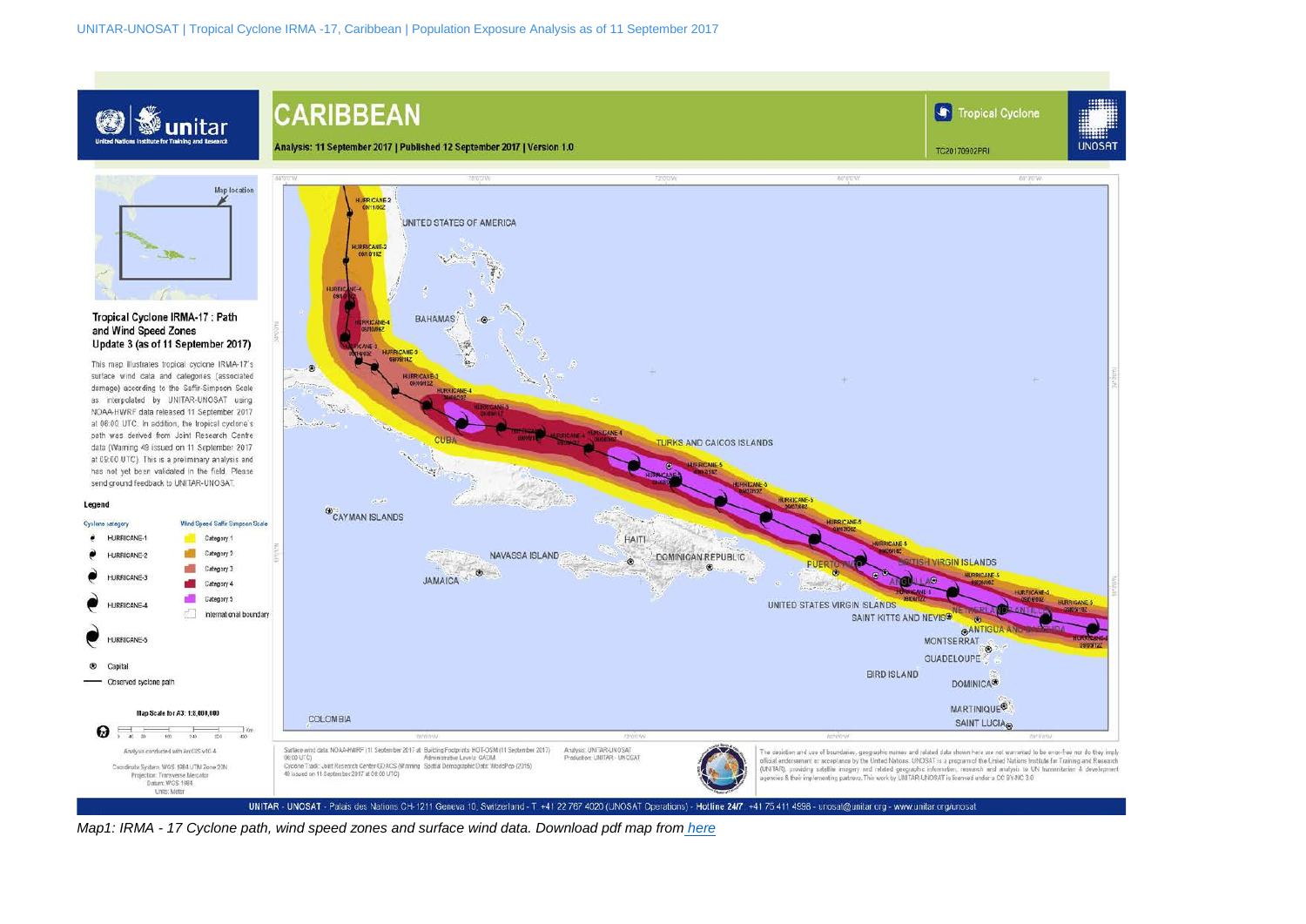UNITAR-UNOSAT | Tropical Cyclone IRMA -17, Caribbean | Population Exposure Analysis as of 11 September 2017

CARIBBEAN

Analysis: 11 September 2017 | Published 12 September 2017 | Version 1.0

Tropical Cyclone

TC20170902PRI

Tropical Cyclone IRMA-17 : Path and Wind Speed Zones Update 3 (as of 11 September 2017)

This map illustrates tropical cyclone IRMA-17's surface wind data and categories (associated damage) according to the Saffir-Simpson Scale as interpolated by UNITAR-UNOSAT using NOAA-HWRF data released 11 September 2017 at 06:00 UTC. In addition, the tropical cyclone's path was derived from Joint Research Centre data (Warning 49 issued on 11 September 2017 at 09:00 UTC). This is a preliminary analysis and has not yet been validated in the field. Please send ground feedback to UNITAR-UNOSAT.

Legend

Cyclone category: HURRICANE-1, HURRICANE-2, HURRICANE-3, HURRICANE-4, HURRICANE-5

Wind Speed Saffir Simpson Scale: Category 1, Category 2, Category 3, Category 4, Category 5, International boundary

Capital

Observed cyclone path

Map Scale for A3: 1:8,000,000

Analysis conducted with ArcGIS v10.4

Coordinate System: WGS 1984 UTM Zone 20N
Projection: Transverse Mercator
Datum: WGS 1984
Units: Meter

Surface wind data: NOAA-HWRF (11 September 2017 at 06:00 UTC)
Cyclone Track: Joint Research Centre GDACS (Warning 49 issued on 11 September 2017 at 06:00 UTC)
Building Footprints: HOT-OSM (11 September 2017)
Administrative Levels: GADM
Spatial Demographic Data: WorldPop (2015)
Analysis: UNITAR-UNOSAT
Production: UNITAR - UNOSAT

The depiction and use of boundaries, geographic names and related data shown here are not warranted to be error-free nor do they imply official endorsement or acceptance by the United Nations. UNOSAT is a program of the United Nations Institute for Training and Research (UNITAR), providing satellite imagery and related geographic information, research and analysis to UN humanitarian & development agencies & their implementing partners. This work by UNITAR-UNOSAT is licensed under a CC BY-NC 3.0

UNITAR - UNOSAT - Palais des Nations CH-1211 Geneva 10, Switzerland - T +41 22 767 4020 (UNOSAT Operations) - Hotline 24/7 +41 75 411 4998 - unosat@unitar.org - www.unitar.org/unosat

*Map1: IRMA - 17 Cyclone path, wind speed zones and surface wind data. Download pdf map from here*